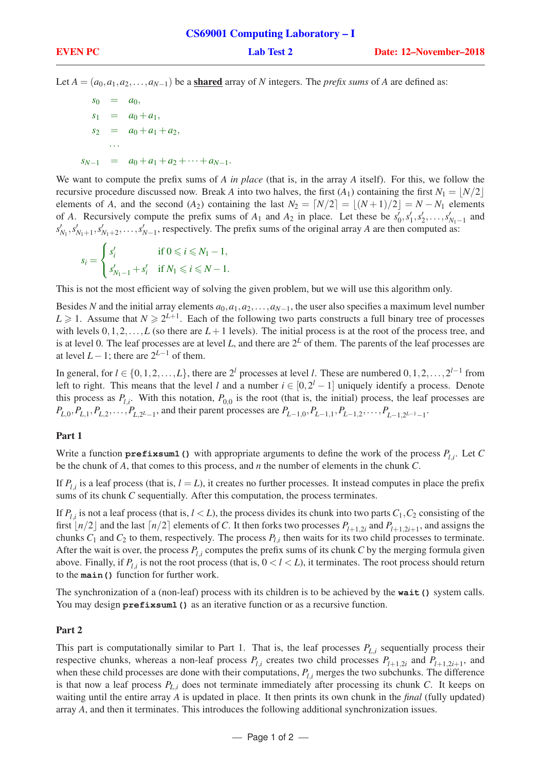# CS69001 Computing Laboratory – I

**EVEN PC** | **Lab Test 2** | **Date: 12–November–2018**

---

Let $A = (a_0, a_1, a_2, \ldots, a_{N-1})$ be a **shared** array of $N$ integers. The *prefix sums* of $A$ are defined as:

$$
\begin{aligned}
s_0 &= a_0, \\
s_1 &= a_0 + a_1, \\
s_2 &= a_0 + a_1 + a_2, \\
&\cdots \\
s_{N-1} &= a_0 + a_1 + a_2 + \cdots + a_{N-1}.
\end{aligned}
$$

We want to compute the prefix sums of $A$ *in place* (that is, in the array $A$ itself). For this, we follow the recursive procedure discussed now. Break $A$ into two halves, the first $(A_1)$ containing the first $N_1 = \lfloor N/2 \rfloor$ elements of $A$, and the second $(A_2)$ containing the last $N_2 = \lceil N/2 \rceil = \lfloor (N+1)/2 \rfloor = N - N_1$ elements of $A$. Recursively compute the prefix sums of $A_1$ and $A_2$ in place. Let these be $s'_0, s'_1, s'_2, \ldots, s'_{N_1-1}$ and $s'_{N_1}, s'_{N_1+1}, s'_{N_1+2}, \ldots, s'_{N-1}$, respectively. The prefix sums of the original array $A$ are then computed as:

$$
s_i = \begin{cases} s'_i & \text{if } 0 \leqslant i \leqslant N_1 - 1, \\ s'_{N_1-1} + s'_i & \text{if } N_1 \leqslant i \leqslant N - 1. \end{cases}
$$

This is not the most efficient way of solving the given problem, but we will use this algorithm only.

Besides $N$ and the initial array elements $a_0, a_1, a_2, \ldots, a_{N-1}$, the user also specifies a maximum level number $L \geqslant 1$. Assume that $N \geqslant 2^{L+1}$. Each of the following two parts constructs a full binary tree of processes with levels $0, 1, 2, \ldots, L$ (so there are $L+1$ levels). The initial process is at the root of the process tree, and is at level 0. The leaf processes are at level $L$, and there are $2^L$ of them. The parents of the leaf processes are at level $L-1$; there are $2^{L-1}$ of them.

In general, for $l \in \{0, 1, 2, \ldots, L\}$, there are $2^l$ processes at level $l$. These are numbered $0, 1, 2, \ldots, 2^{l-1}$ from left to right. This means that the level $l$ and a number $i \in [0, 2^l - 1]$ uniquely identify a process. Denote this process as $P_{l,i}$. With this notation, $P_{0,0}$ is the root (that is, the initial) process, the leaf processes are $P_{L,0}, P_{L,1}, P_{L,2}, \ldots, P_{L,2^L-1}$, and their parent processes are $P_{L-1,0}, P_{L-1,1}, P_{L-1,2}, \ldots, P_{L-1,2^{L-1}-1}$.

### Part 1

Write a function **`prefixsum1()`** with appropriate arguments to define the work of the process $P_{l,i}$. Let $C$ be the chunk of $A$, that comes to this process, and $n$ the number of elements in the chunk $C$.

If $P_{l,i}$ is a leaf process (that is, $l = L$), it creates no further processes. It instead computes in place the prefix sums of its chunk $C$ sequentially. After this computation, the process terminates.

If $P_{l,i}$ is not a leaf process (that is, $l < L$), the process divides its chunk into two parts $C_1, C_2$ consisting of the first $\lfloor n/2 \rfloor$ and the last $\lceil n/2 \rceil$ elements of $C$. It then forks two processes $P_{l+1,2i}$ and $P_{l+1,2i+1}$, and assigns the chunks $C_1$ and $C_2$ to them, respectively. The process $P_{l,i}$ then waits for its two child processes to terminate. After the wait is over, the process $P_{l,i}$ computes the prefix sums of its chunk $C$ by the merging formula given above. Finally, if $P_{l,i}$ is not the root process (that is, $0 < l < L$), it terminates. The root process should return to the **`main()`** function for further work.

The synchronization of a (non-leaf) process with its children is to be achieved by the **`wait()`** system calls. You may design **`prefixsum1()`** as an iterative function or as a recursive function.

### Part 2

This part is computationally similar to Part 1. That is, the leaf processes $P_{L,i}$ sequentially process their respective chunks, whereas a non-leaf process $P_{l,i}$ creates two child processes $P_{l+1,2i}$ and $P_{l+1,2i+1}$, and when these child processes are done with their computations, $P_{l,i}$ merges the two subchunks. The difference is that now a leaf process $P_{L,i}$ does not terminate immediately after processing its chunk $C$. It keeps on waiting until the entire array $A$ is updated in place. It then prints its own chunk in the *final* (fully updated) array $A$, and then it terminates. This introduces the following additional synchronization issues.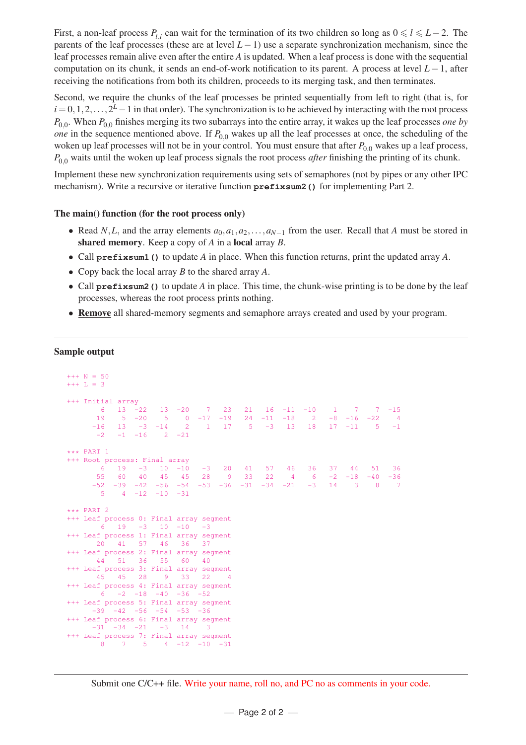First, a non-leaf process $P_{l,i}$ can wait for the termination of its two children so long as $0 \leqslant l \leqslant L-2$. The parents of the leaf processes (these are at level $L-1$) use a separate synchronization mechanism, since the leaf processes remain alive even after the entire $A$ is updated. When a leaf process is done with the sequential computation on its chunk, it sends an end-of-work notification to its parent. A process at level $L-1$, after receiving the notifications from both its children, proceeds to its merging task, and then terminates.

Second, we require the chunks of the leaf processes be printed sequentially from left to right (that is, for $i = 0, 1, 2, \ldots, 2^L - 1$ in that order). The synchronization is to be achieved by interacting with the root process $P_{0,0}$. When $P_{0,0}$ finishes merging its two subarrays into the entire array, it wakes up the leaf processes *one by one* in the sequence mentioned above. If $P_{0,0}$ wakes up all the leaf processes at once, the scheduling of the woken up leaf processes will not be in your control. You must ensure that after $P_{0,0}$ wakes up a leaf process, $P_{0,0}$ waits until the woken up leaf process signals the root process *after* finishing the printing of its chunk.

Implement these new synchronization requirements using sets of semaphores (not by pipes or any other IPC mechanism). Write a recursive or iterative function **`prefixsum2()`** for implementing Part 2.

### The main() function (for the root process only)

- Read $N, L$, and the array elements $a_0, a_1, a_2, \ldots, a_{N-1}$ from the user. Recall that $A$ must be stored in **shared memory**. Keep a copy of $A$ in a **local** array $B$.
- Call **`prefixsum1()`** to update $A$ in place. When this function returns, print the updated array $A$.
- Copy back the local array $B$ to the shared array $A$.
- Call **`prefixsum2()`** to update $A$ in place. This time, the chunk-wise printing is to be done by the leaf processes, whereas the root process prints nothing.
- **Remove** all shared-memory segments and semaphore arrays created and used by your program.

---

### Sample output

```
+++ N = 50
+++ L = 3

+++ Initial array
       6   13  -22   13  -20    7   23   21   16  -11  -10    1    7    7  -15
      19    5  -20    5    0  -17  -19   24  -11  -18    2   -8  -16  -22    4
     -16   13   -3  -14    2    1   17    5   -3   13   18   17  -11    5   -1
      -2   -1  -16    2  -21

*** PART 1
+++ Root process: Final array
       6   19   -3   10  -10   -3   20   41   57   46   36   37   44   51   36
      55   60   40   45   45   28    9   33   22    4    6   -2  -18  -40  -36
     -52  -39  -42  -56  -54  -53  -36  -31  -34  -21   -3   14    3    8    7
       5    4  -12  -10  -31

*** PART 2
+++ Leaf process 0: Final array segment
       6   19   -3   10  -10   -3
+++ Leaf process 1: Final array segment
      20   41   57   46   36   37
+++ Leaf process 2: Final array segment
      44   51   36   55   60   40
+++ Leaf process 3: Final array segment
      45   45   28    9   33   22    4
+++ Leaf process 4: Final array segment
       6   -2  -18  -40  -36  -52
+++ Leaf process 5: Final array segment
     -39  -42  -56  -54  -53  -36
+++ Leaf process 6: Final array segment
     -31  -34  -21   -3   14    3
+++ Leaf process 7: Final array segment
       8    7    5    4  -12  -10  -31
```

---

Submit one C/C++ file. Write your name, roll no, and PC no as comments in your code.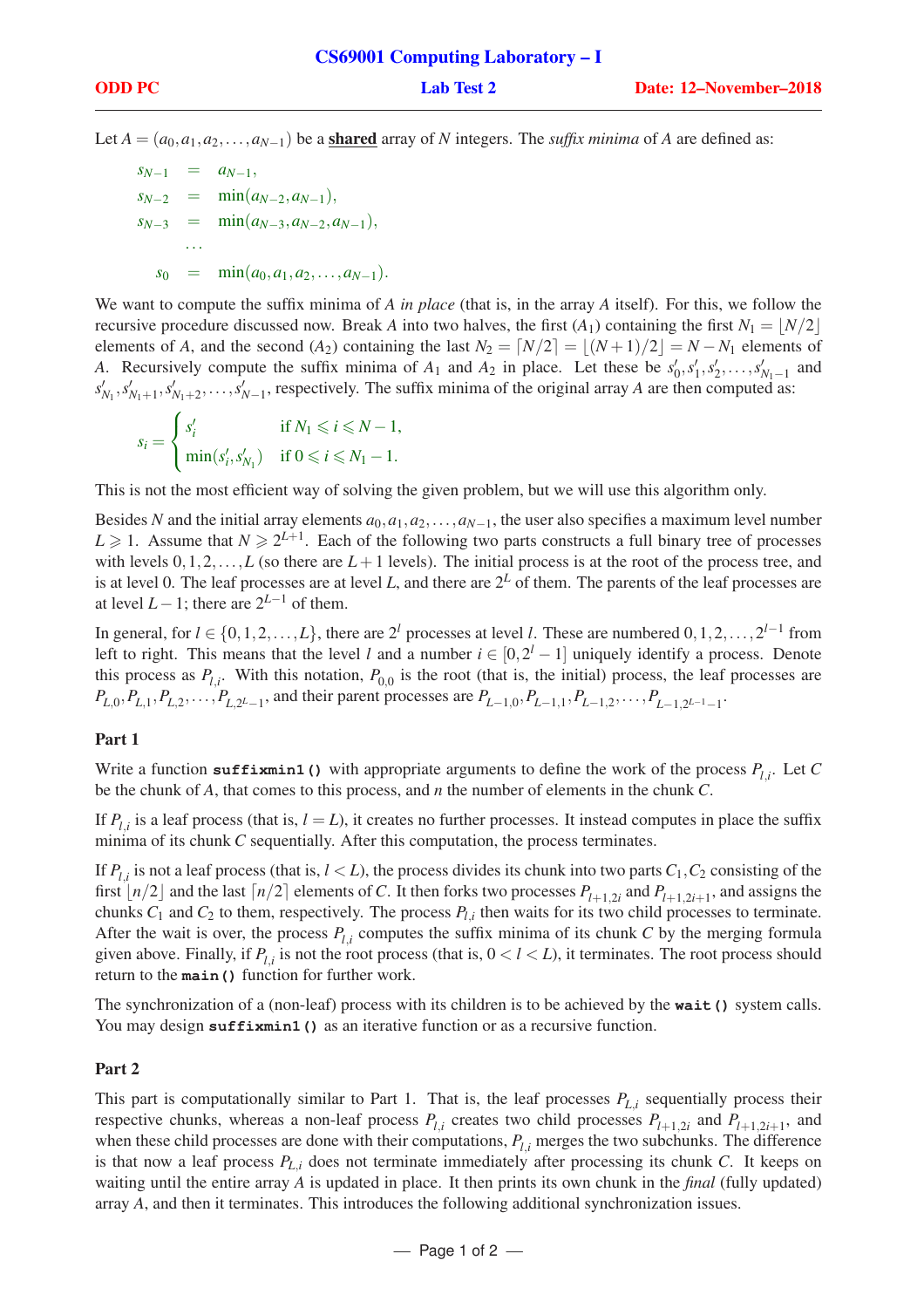# CS69001 Computing Laboratory – I

**ODD PC** | **Lab Test 2** | **Date: 12–November–2018**

Let $A = (a_0, a_1, a_2, \ldots, a_{N-1})$ be a **shared** array of $N$ integers. The *suffix minima* of $A$ are defined as:

$$
\begin{aligned}
s_{N-1} &= a_{N-1}, \\
s_{N-2} &= \min(a_{N-2}, a_{N-1}), \\
s_{N-3} &= \min(a_{N-3}, a_{N-2}, a_{N-1}), \\
&\ldots \\
s_0 &= \min(a_0, a_1, a_2, \ldots, a_{N-1}).
\end{aligned}
$$

We want to compute the suffix minima of $A$ *in place* (that is, in the array $A$ itself). For this, we follow the recursive procedure discussed now. Break $A$ into two halves, the first $(A_1)$ containing the first $N_1 = \lfloor N/2 \rfloor$ elements of $A$, and the second $(A_2)$ containing the last $N_2 = \lceil N/2 \rceil = \lfloor (N+1)/2 \rfloor = N - N_1$ elements of $A$. Recursively compute the suffix minima of $A_1$ and $A_2$ in place. Let these be $s'_0, s'_1, s'_2, \ldots, s'_{N_1-1}$ and $s'_{N_1}, s'_{N_1+1}, s'_{N_1+2}, \ldots, s'_{N-1}$, respectively. The suffix minima of the original array $A$ are then computed as:

$$
s_i = \begin{cases} s'_i & \text{if } N_1 \leqslant i \leqslant N-1, \\ \min(s'_i, s'_{N_1}) & \text{if } 0 \leqslant i \leqslant N_1 - 1. \end{cases}
$$

This is not the most efficient way of solving the given problem, but we will use this algorithm only.

Besides $N$ and the initial array elements $a_0, a_1, a_2, \ldots, a_{N-1}$, the user also specifies a maximum level number $L \geqslant 1$. Assume that $N \geqslant 2^{L+1}$. Each of the following two parts constructs a full binary tree of processes with levels $0, 1, 2, \ldots, L$ (so there are $L+1$ levels). The initial process is at the root of the process tree, and is at level 0. The leaf processes are at level $L$, and there are $2^L$ of them. The parents of the leaf processes are at level $L-1$; there are $2^{L-1}$ of them.

In general, for $l \in \{0, 1, 2, \ldots, L\}$, there are $2^l$ processes at level $l$. These are numbered $0, 1, 2, \ldots, 2^{l-1}$ from left to right. This means that the level $l$ and a number $i \in [0, 2^l - 1]$ uniquely identify a process. Denote this process as $P_{l,i}$. With this notation, $P_{0,0}$ is the root (that is, the initial) process, the leaf processes are $P_{L,0}, P_{L,1}, P_{L,2}, \ldots, P_{L,2^L-1}$, and their parent processes are $P_{L-1,0}, P_{L-1,1}, P_{L-1,2}, \ldots, P_{L-1,2^{L-1}-1}$.

### Part 1

Write a function **`suffixmin1()`** with appropriate arguments to define the work of the process $P_{l,i}$. Let $C$ be the chunk of $A$, that comes to this process, and $n$ the number of elements in the chunk $C$.

If $P_{l,i}$ is a leaf process (that is, $l = L$), it creates no further processes. It instead computes in place the suffix minima of its chunk $C$ sequentially. After this computation, the process terminates.

If $P_{l,i}$ is not a leaf process (that is, $l < L$), the process divides its chunk into two parts $C_1, C_2$ consisting of the first $\lfloor n/2 \rfloor$ and the last $\lceil n/2 \rceil$ elements of $C$. It then forks two processes $P_{l+1,2i}$ and $P_{l+1,2i+1}$, and assigns the chunks $C_1$ and $C_2$ to them, respectively. The process $P_{l,i}$ then waits for its two child processes to terminate. After the wait is over, the process $P_{l,i}$ computes the suffix minima of its chunk $C$ by the merging formula given above. Finally, if $P_{l,i}$ is not the root process (that is, $0 < l < L$), it terminates. The root process should return to the **`main()`** function for further work.

The synchronization of a (non-leaf) process with its children is to be achieved by the **`wait()`** system calls. You may design **`suffixmin1()`** as an iterative function or as a recursive function.

### Part 2

This part is computationally similar to Part 1. That is, the leaf processes $P_{L,i}$ sequentially process their respective chunks, whereas a non-leaf process $P_{l,i}$ creates two child processes $P_{l+1,2i}$ and $P_{l+1,2i+1}$, and when these child processes are done with their computations, $P_{l,i}$ merges the two subchunks. The difference is that now a leaf process $P_{L,i}$ does not terminate immediately after processing its chunk $C$. It keeps on waiting until the entire array $A$ is updated in place. It then prints its own chunk in the *final* (fully updated) array $A$, and then it terminates. This introduces the following additional synchronization issues.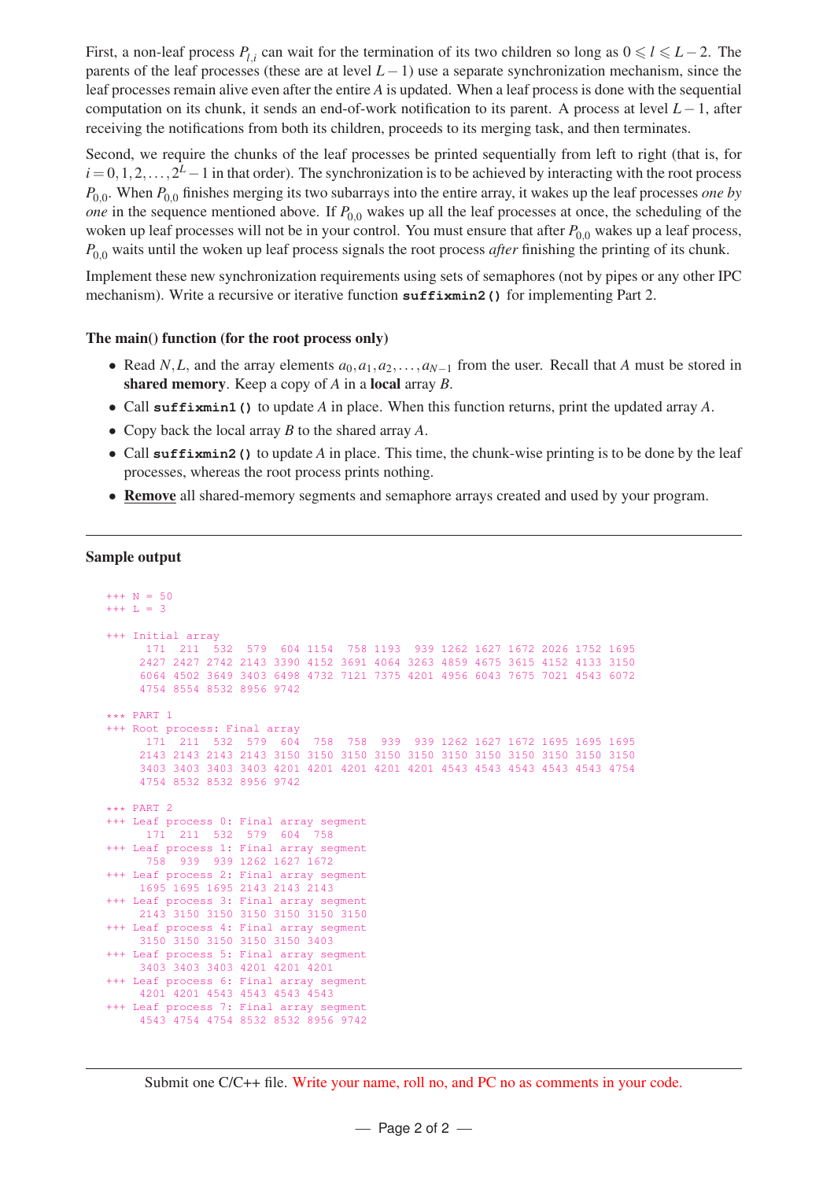First, a non-leaf process $P_{l,i}$ can wait for the termination of its two children so long as $0 \leqslant l \leqslant L-2$. The parents of the leaf processes (these are at level $L-1$) use a separate synchronization mechanism, since the leaf processes remain alive even after the entire $A$ is updated. When a leaf process is done with the sequential computation on its chunk, it sends an end-of-work notification to its parent. A process at level $L-1$, after receiving the notifications from both its children, proceeds to its merging task, and then terminates.

Second, we require the chunks of the leaf processes be printed sequentially from left to right (that is, for $i = 0, 1, 2, \ldots, 2^L - 1$ in that order). The synchronization is to be achieved by interacting with the root process $P_{0,0}$. When $P_{0,0}$ finishes merging its two subarrays into the entire array, it wakes up the leaf processes *one by one* in the sequence mentioned above. If $P_{0,0}$ wakes up all the leaf processes at once, the scheduling of the woken up leaf processes will not be in your control. You must ensure that after $P_{0,0}$ wakes up a leaf process, $P_{0,0}$ waits until the woken up leaf process signals the root process *after* finishing the printing of its chunk.

Implement these new synchronization requirements using sets of semaphores (not by pipes or any other IPC mechanism). Write a recursive or iterative function **suffixmin2()** for implementing Part 2.

### The main() function (for the root process only)

- Read $N, L$, and the array elements $a_0, a_1, a_2, \ldots, a_{N-1}$ from the user. Recall that $A$ must be stored in **shared memory**. Keep a copy of $A$ in a **local** array $B$.
- Call **suffixmin1()** to update $A$ in place. When this function returns, print the updated array $A$.
- Copy back the local array $B$ to the shared array $A$.
- Call **suffixmin2()** to update $A$ in place. This time, the chunk-wise printing is to be done by the leaf processes, whereas the root process prints nothing.
- **Remove** all shared-memory segments and semaphore arrays created and used by your program.

---

### Sample output

```
+++ N = 50
+++ L = 3

+++ Initial array
      171  211  532  579  604 1154  758 1193  939 1262 1627 1672 2026 1752 1695
     2427 2427 2742 2143 3390 4152 3691 4064 3263 4859 4675 3615 4152 4133 3150
     6064 4502 3649 3403 6498 4732 7121 7375 4201 4956 6043 7675 7021 4543 6072
     4754 8554 8532 8956 9742

*** PART 1
+++ Root process: Final array
      171  211  532  579  604  758  758  939  939 1262 1627 1672 1695 1695 1695
     2143 2143 2143 2143 3150 3150 3150 3150 3150 3150 3150 3150 3150 3150 3150
     3403 3403 3403 3403 4201 4201 4201 4201 4201 4543 4543 4543 4543 4543 4754
     4754 8532 8532 8956 9742

*** PART 2
+++ Leaf process 0: Final array segment
      171  211  532  579  604  758
+++ Leaf process 1: Final array segment
      758  939  939 1262 1627 1672
+++ Leaf process 2: Final array segment
     1695 1695 1695 2143 2143 2143
+++ Leaf process 3: Final array segment
     2143 3150 3150 3150 3150 3150 3150
+++ Leaf process 4: Final array segment
     3150 3150 3150 3150 3150 3403
+++ Leaf process 5: Final array segment
     3403 3403 3403 4201 4201 4201
+++ Leaf process 6: Final array segment
     4201 4201 4543 4543 4543 4543
+++ Leaf process 7: Final array segment
     4543 4754 4754 8532 8532 8956 9742
```

---

Submit one C/C++ file. Write your name, roll no, and PC no as comments in your code.